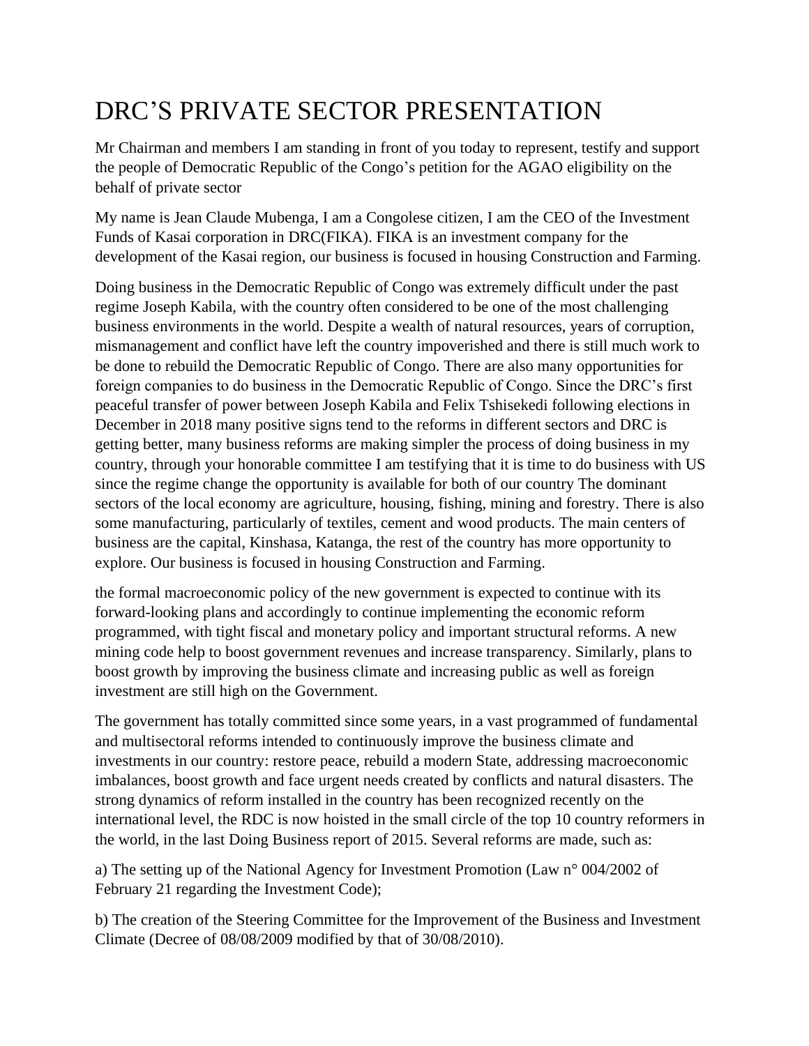# DRC'S PRIVATE SECTOR PRESENTATION

Mr Chairman and members I am standing in front of you today to represent, testify and support the people of Democratic Republic of the Congo's petition for the AGAO eligibility on the behalf of private sector

My name is Jean Claude Mubenga, I am a Congolese citizen, I am the CEO of the Investment Funds of Kasai corporation in DRC(FIKA). FIKA is an investment company for the development of the Kasai region, our business is focused in housing Construction and Farming.

Doing business in the Democratic Republic of Congo was extremely difficult under the past regime Joseph Kabila, with the country often considered to be one of the most challenging business environments in the world. Despite a wealth of natural resources, years of corruption, mismanagement and conflict have left the country impoverished and there is still much work to be done to rebuild the Democratic Republic of Congo. There are also many opportunities for foreign companies to do business in the Democratic Republic of Congo. Since the DRC's first peaceful transfer of power between Joseph Kabila and Felix Tshisekedi following elections in December in 2018 many positive signs tend to the reforms in different sectors and DRC is getting better, many business reforms are making simpler the process of doing business in my country, through your honorable committee I am testifying that it is time to do business with US since the regime change the opportunity is available for both of our country The dominant sectors of the local economy are agriculture, housing, fishing, mining and forestry. There is also some manufacturing, particularly of textiles, cement and wood products. The main centers of business are the capital, Kinshasa, Katanga, the rest of the country has more opportunity to explore. Our business is focused in housing Construction and Farming.

the formal macroeconomic policy of the new government is expected to continue with its forward-looking plans and accordingly to continue implementing the economic reform programmed, with tight fiscal and monetary policy and important structural reforms. A new mining code help to boost government revenues and increase transparency. Similarly, plans to boost growth by improving the business climate and increasing public as well as foreign investment are still high on the Government.

The government has totally committed since some years, in a vast programmed of fundamental and multisectoral reforms intended to continuously improve the business climate and investments in our country: restore peace, rebuild a modern State, addressing macroeconomic imbalances, boost growth and face urgent needs created by conflicts and natural disasters. The strong dynamics of reform installed in the country has been recognized recently on the international level, the RDC is now hoisted in the small circle of the top 10 country reformers in the world, in the last Doing Business report of 2015. Several reforms are made, such as:

a) The setting up of the National Agency for Investment Promotion (Law n° 004/2002 of February 21 regarding the Investment Code);

b) The creation of the Steering Committee for the Improvement of the Business and Investment Climate (Decree of 08/08/2009 modified by that of 30/08/2010).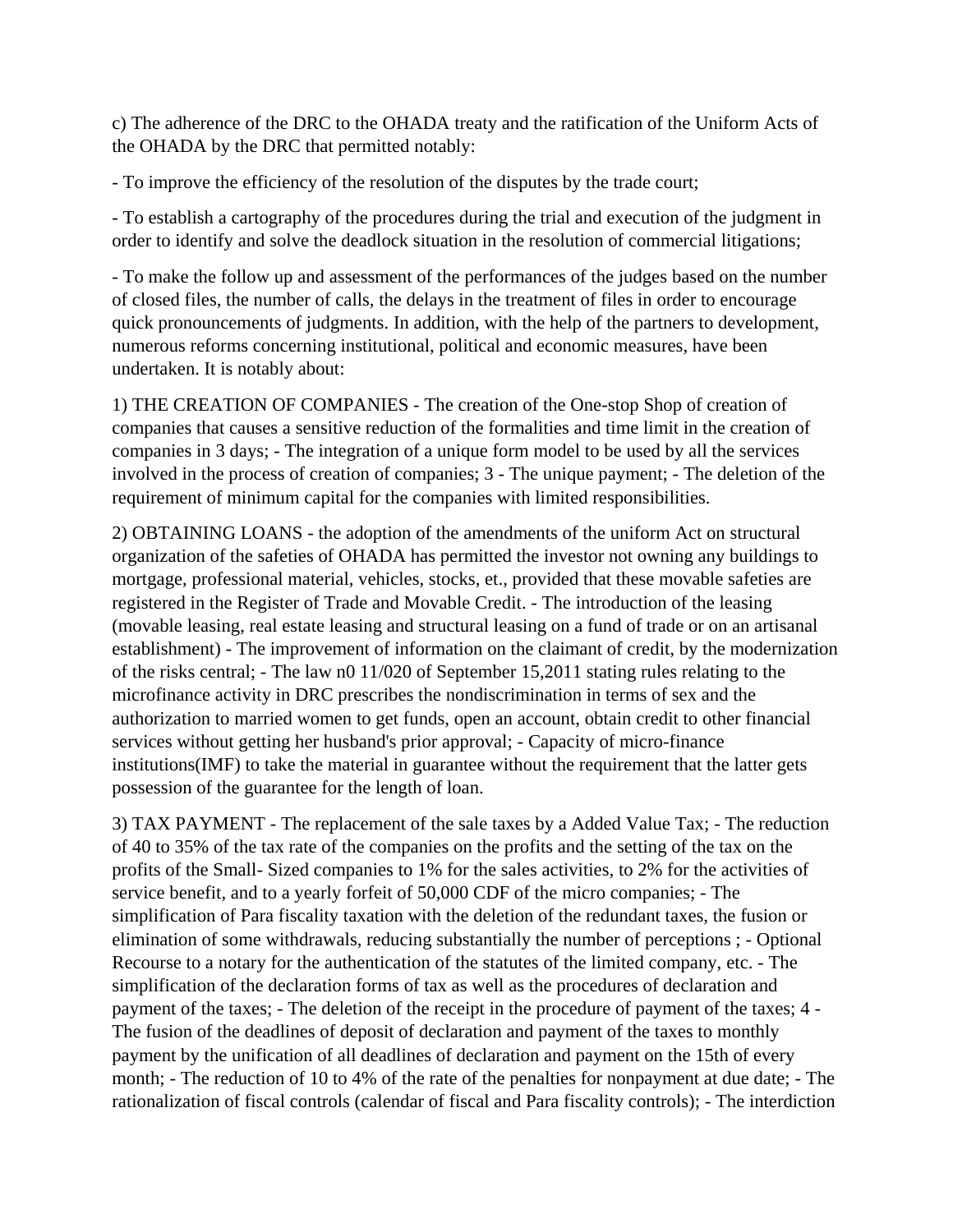c) The adherence of the DRC to the OHADA treaty and the ratification of the Uniform Acts of the OHADA by the DRC that permitted notably:

- To improve the efficiency of the resolution of the disputes by the trade court;

- To establish a cartography of the procedures during the trial and execution of the judgment in order to identify and solve the deadlock situation in the resolution of commercial litigations;

- To make the follow up and assessment of the performances of the judges based on the number of closed files, the number of calls, the delays in the treatment of files in order to encourage quick pronouncements of judgments. In addition, with the help of the partners to development, numerous reforms concerning institutional, political and economic measures, have been undertaken. It is notably about:

1) THE CREATION OF COMPANIES - The creation of the One-stop Shop of creation of companies that causes a sensitive reduction of the formalities and time limit in the creation of companies in 3 days; - The integration of a unique form model to be used by all the services involved in the process of creation of companies; 3 - The unique payment; - The deletion of the requirement of minimum capital for the companies with limited responsibilities.

2) OBTAINING LOANS - the adoption of the amendments of the uniform Act on structural organization of the safeties of OHADA has permitted the investor not owning any buildings to mortgage, professional material, vehicles, stocks, et., provided that these movable safeties are registered in the Register of Trade and Movable Credit. - The introduction of the leasing (movable leasing, real estate leasing and structural leasing on a fund of trade or on an artisanal establishment) - The improvement of information on the claimant of credit, by the modernization of the risks central; - The law n0 11/020 of September 15,2011 stating rules relating to the microfinance activity in DRC prescribes the nondiscrimination in terms of sex and the authorization to married women to get funds, open an account, obtain credit to other financial services without getting her husband's prior approval; - Capacity of micro-finance institutions(IMF) to take the material in guarantee without the requirement that the latter gets possession of the guarantee for the length of loan.

3) TAX PAYMENT - The replacement of the sale taxes by a Added Value Tax; - The reduction of 40 to 35% of the tax rate of the companies on the profits and the setting of the tax on the profits of the Small- Sized companies to 1% for the sales activities, to 2% for the activities of service benefit, and to a yearly forfeit of 50,000 CDF of the micro companies; - The simplification of Para fiscality taxation with the deletion of the redundant taxes, the fusion or elimination of some withdrawals, reducing substantially the number of perceptions ; - Optional Recourse to a notary for the authentication of the statutes of the limited company, etc. - The simplification of the declaration forms of tax as well as the procedures of declaration and payment of the taxes; - The deletion of the receipt in the procedure of payment of the taxes; 4 - The fusion of the deadlines of deposit of declaration and payment of the taxes to monthly payment by the unification of all deadlines of declaration and payment on the 15th of every month; - The reduction of 10 to 4% of the rate of the penalties for nonpayment at due date; - The rationalization of fiscal controls (calendar of fiscal and Para fiscality controls); - The interdiction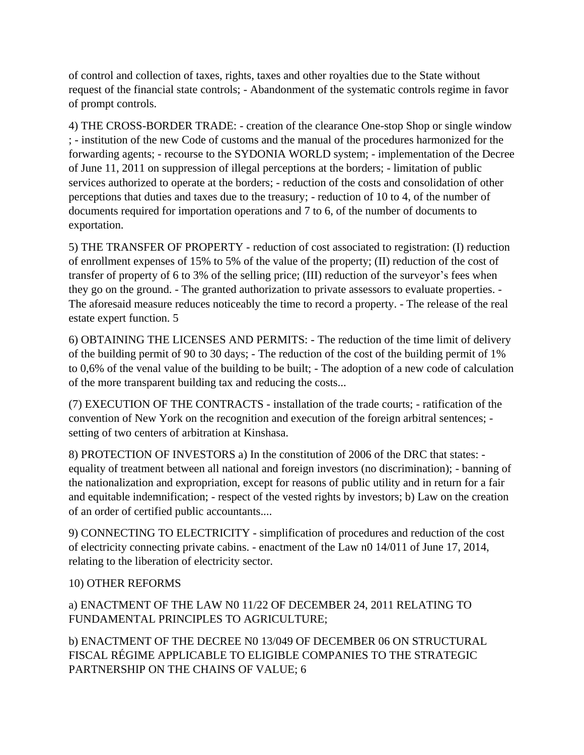of control and collection of taxes, rights, taxes and other royalties due to the State without request of the financial state controls; - Abandonment of the systematic controls regime in favor of prompt controls.

4) THE CROSS-BORDER TRADE: - creation of the clearance One-stop Shop or single window ; - institution of the new Code of customs and the manual of the procedures harmonized for the forwarding agents; - recourse to the SYDONIA WORLD system; - implementation of the Decree of June 11, 2011 on suppression of illegal perceptions at the borders; - limitation of public services authorized to operate at the borders; - reduction of the costs and consolidation of other perceptions that duties and taxes due to the treasury; - reduction of 10 to 4, of the number of documents required for importation operations and 7 to 6, of the number of documents to exportation.

5) THE TRANSFER OF PROPERTY - reduction of cost associated to registration: (I) reduction of enrollment expenses of 15% to 5% of the value of the property; (II) reduction of the cost of transfer of property of 6 to 3% of the selling price; (III) reduction of the surveyor's fees when they go on the ground. - The granted authorization to private assessors to evaluate properties. - The aforesaid measure reduces noticeably the time to record a property. - The release of the real estate expert function. 5

6) OBTAINING THE LICENSES AND PERMITS: - The reduction of the time limit of delivery of the building permit of 90 to 30 days; - The reduction of the cost of the building permit of 1% to 0,6% of the venal value of the building to be built; - The adoption of a new code of calculation of the more transparent building tax and reducing the costs...

(7) EXECUTION OF THE CONTRACTS - installation of the trade courts; - ratification of the convention of New York on the recognition and execution of the foreign arbitral sentences; - setting of two centers of arbitration at Kinshasa.

8) PROTECTION OF INVESTORS a) In the constitution of 2006 of the DRC that states: - equality of treatment between all national and foreign investors (no discrimination); - banning of the nationalization and expropriation, except for reasons of public utility and in return for a fair and equitable indemnification; - respect of the vested rights by investors; b) Law on the creation of an order of certified public accountants....

9) CONNECTING TO ELECTRICITY - simplification of procedures and reduction of the cost of electricity connecting private cabins. - enactment of the Law n0 14/011 of June 17, 2014, relating to the liberation of electricity sector.

10) OTHER REFORMS

a) ENACTMENT OF THE LAW N0 11/22 OF DECEMBER 24, 2011 RELATING TO FUNDAMENTAL PRINCIPLES TO AGRICULTURE;

b) ENACTMENT OF THE DECREE N0 13/049 OF DECEMBER 06 ON STRUCTURAL FISCAL RÉGIME APPLICABLE TO ELIGIBLE COMPANIES TO THE STRATEGIC PARTNERSHIP ON THE CHAINS OF VALUE; 6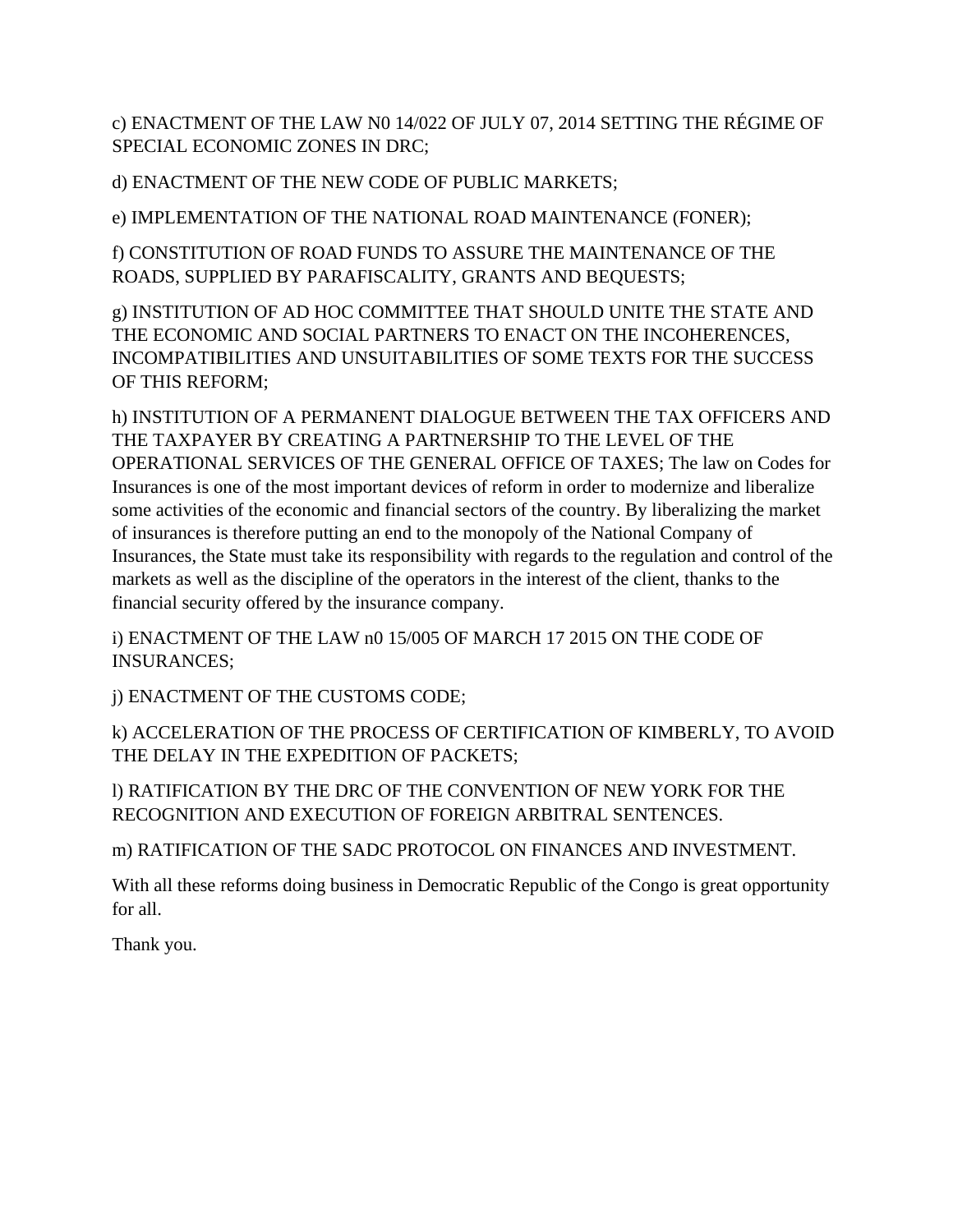c) ENACTMENT OF THE LAW N0 14/022 OF JULY 07, 2014 SETTING THE RÉGIME OF SPECIAL ECONOMIC ZONES IN DRC;

d) ENACTMENT OF THE NEW CODE OF PUBLIC MARKETS;

e) IMPLEMENTATION OF THE NATIONAL ROAD MAINTENANCE (FONER);

f) CONSTITUTION OF ROAD FUNDS TO ASSURE THE MAINTENANCE OF THE ROADS, SUPPLIED BY PARAFISCALITY, GRANTS AND BEQUESTS;

g) INSTITUTION OF AD HOC COMMITTEE THAT SHOULD UNITE THE STATE AND THE ECONOMIC AND SOCIAL PARTNERS TO ENACT ON THE INCOHERENCES, INCOMPATIBILITIES AND UNSUITABILITIES OF SOME TEXTS FOR THE SUCCESS OF THIS REFORM;

h) INSTITUTION OF A PERMANENT DIALOGUE BETWEEN THE TAX OFFICERS AND THE TAXPAYER BY CREATING A PARTNERSHIP TO THE LEVEL OF THE OPERATIONAL SERVICES OF THE GENERAL OFFICE OF TAXES; The law on Codes for Insurances is one of the most important devices of reform in order to modernize and liberalize some activities of the economic and financial sectors of the country. By liberalizing the market of insurances is therefore putting an end to the monopoly of the National Company of Insurances, the State must take its responsibility with regards to the regulation and control of the markets as well as the discipline of the operators in the interest of the client, thanks to the financial security offered by the insurance company.

i) ENACTMENT OF THE LAW n0 15/005 OF MARCH 17 2015 ON THE CODE OF INSURANCES;

j) ENACTMENT OF THE CUSTOMS CODE;

k) ACCELERATION OF THE PROCESS OF CERTIFICATION OF KIMBERLY, TO AVOID THE DELAY IN THE EXPEDITION OF PACKETS;

l) RATIFICATION BY THE DRC OF THE CONVENTION OF NEW YORK FOR THE RECOGNITION AND EXECUTION OF FOREIGN ARBITRAL SENTENCES.

m) RATIFICATION OF THE SADC PROTOCOL ON FINANCES AND INVESTMENT.

With all these reforms doing business in Democratic Republic of the Congo is great opportunity for all.

Thank you.